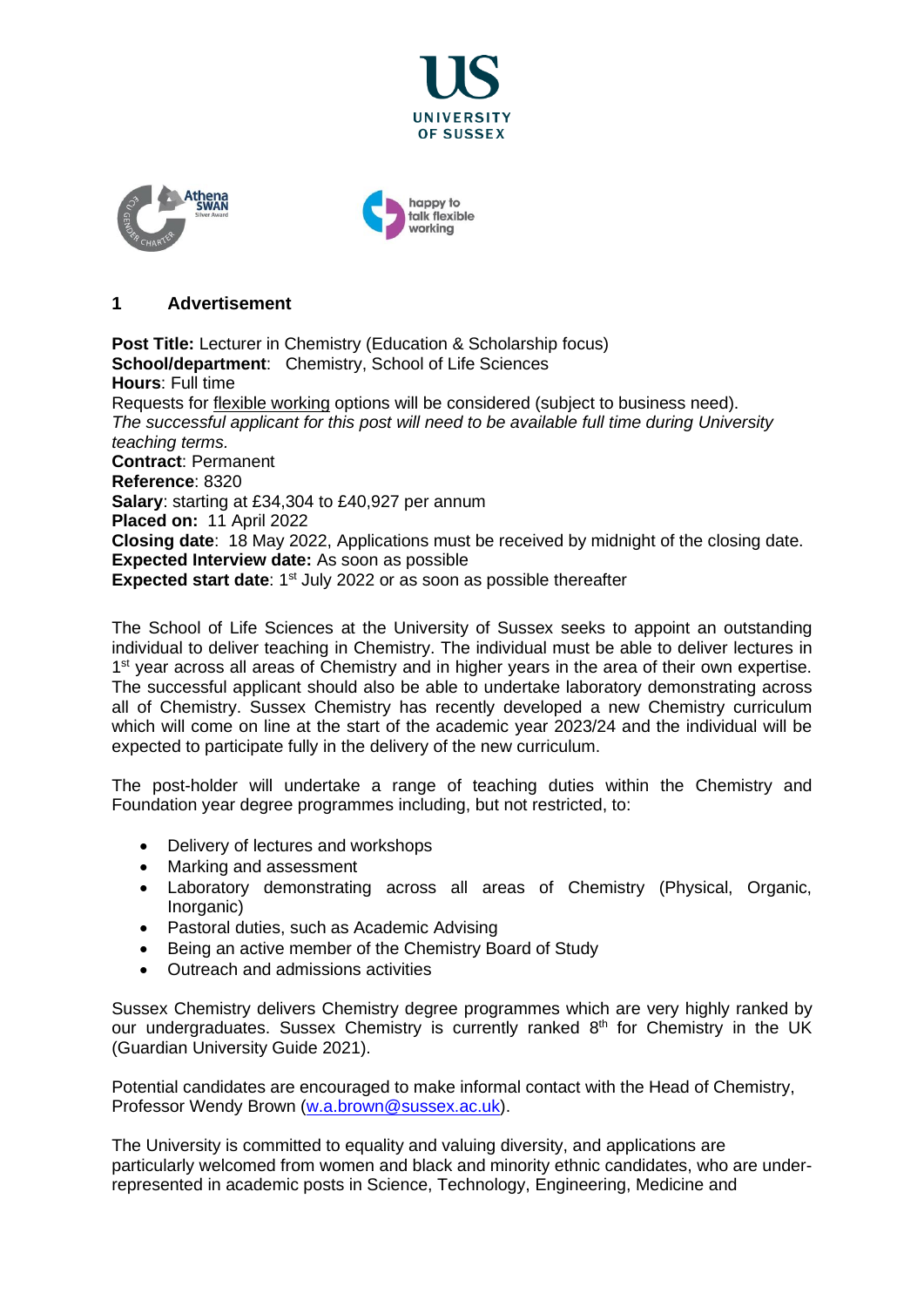## 1 Advertisement

**Post Title:** Lecturer in Chemistry (Education & Scholarship focus)
**School/department**: Chemistry, School of Life Sciences
**Hours**: Full time
Requests for flexible working options will be considered (subject to business need).
*The successful applicant for this post will need to be available full time during University teaching terms.*
**Contract**: Permanent
**Reference**: 8320
**Salary**: starting at £34,304 to £40,927 per annum
**Placed on:** 11 April 2022
**Closing date**: 18 May 2022, Applications must be received by midnight of the closing date.
**Expected Interview date:** As soon as possible
**Expected start date**: 1st July 2022 or as soon as possible thereafter

The School of Life Sciences at the University of Sussex seeks to appoint an outstanding individual to deliver teaching in Chemistry. The individual must be able to deliver lectures in 1st year across all areas of Chemistry and in higher years in the area of their own expertise. The successful applicant should also be able to undertake laboratory demonstrating across all of Chemistry. Sussex Chemistry has recently developed a new Chemistry curriculum which will come on line at the start of the academic year 2023/24 and the individual will be expected to participate fully in the delivery of the new curriculum.

The post-holder will undertake a range of teaching duties within the Chemistry and Foundation year degree programmes including, but not restricted, to:

- Delivery of lectures and workshops
- Marking and assessment
- Laboratory demonstrating across all areas of Chemistry (Physical, Organic, Inorganic)
- Pastoral duties, such as Academic Advising
- Being an active member of the Chemistry Board of Study
- Outreach and admissions activities

Sussex Chemistry delivers Chemistry degree programmes which are very highly ranked by our undergraduates. Sussex Chemistry is currently ranked 8th for Chemistry in the UK (Guardian University Guide 2021).

Potential candidates are encouraged to make informal contact with the Head of Chemistry, Professor Wendy Brown (w.a.brown@sussex.ac.uk).

The University is committed to equality and valuing diversity, and applications are particularly welcomed from women and black and minority ethnic candidates, who are under-represented in academic posts in Science, Technology, Engineering, Medicine and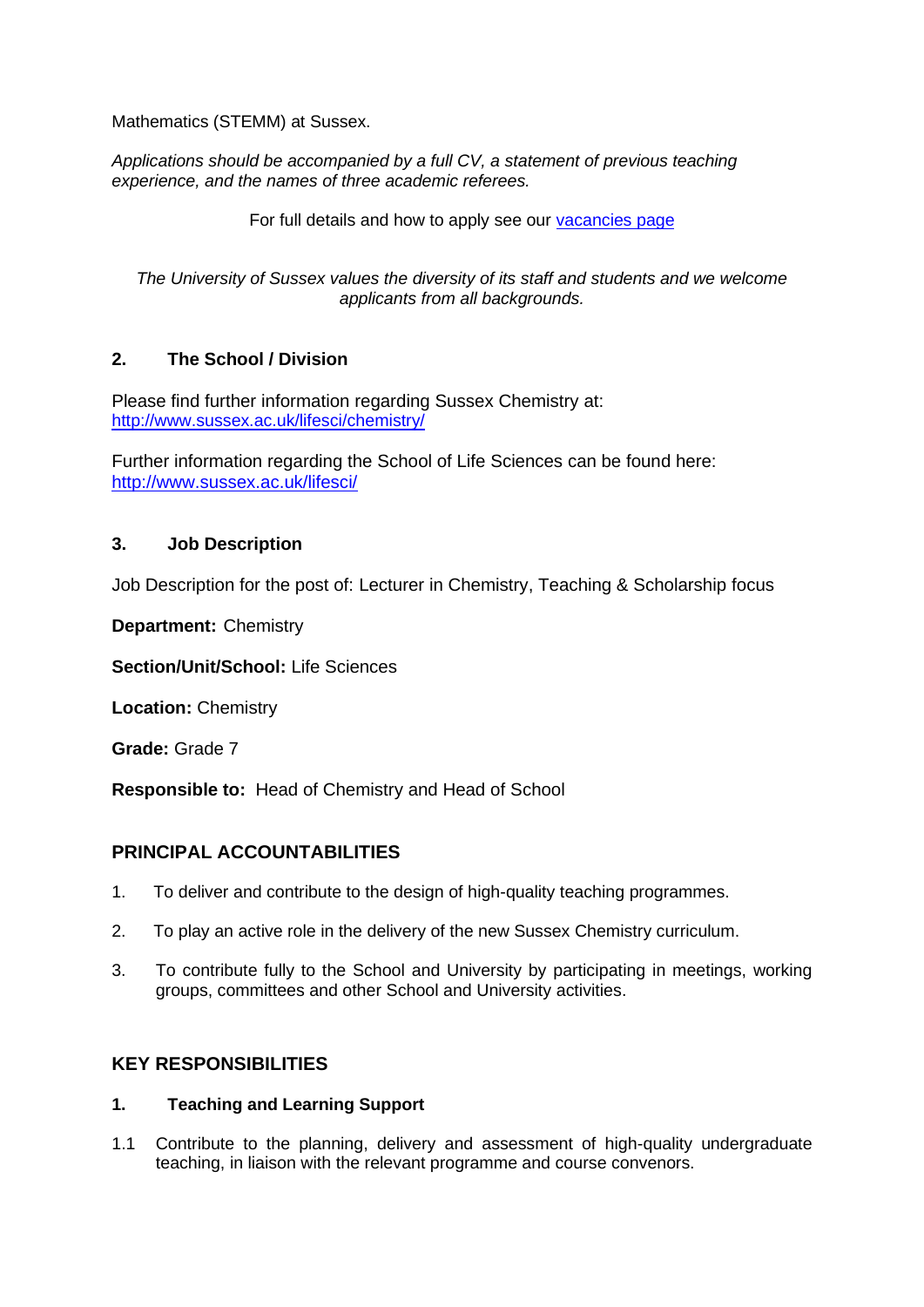Mathematics (STEMM) at Sussex.

*Applications should be accompanied by a full CV, a statement of previous teaching experience, and the names of three academic referees.*

For full details and how to apply see our [vacancies page]

*The University of Sussex values the diversity of its staff and students and we welcome applicants from all backgrounds.*

## 2. The School / Division

Please find further information regarding Sussex Chemistry at: [http://www.sussex.ac.uk/lifesci/chemistry/](http://www.sussex.ac.uk/lifesci/chemistry/)

Further information regarding the School of Life Sciences can be found here: [http://www.sussex.ac.uk/lifesci/](http://www.sussex.ac.uk/lifesci/)

## 3. Job Description

Job Description for the post of: Lecturer in Chemistry, Teaching & Scholarship focus

**Department:** Chemistry

**Section/Unit/School:** Life Sciences

**Location:** Chemistry

**Grade:** Grade 7

**Responsible to:** Head of Chemistry and Head of School

## PRINCIPAL ACCOUNTABILITIES

1. To deliver and contribute to the design of high-quality teaching programmes.
2. To play an active role in the delivery of the new Sussex Chemistry curriculum.
3. To contribute fully to the School and University by participating in meetings, working groups, committees and other School and University activities.

## KEY RESPONSIBILITIES

### 1. Teaching and Learning Support

1.1 Contribute to the planning, delivery and assessment of high-quality undergraduate teaching, in liaison with the relevant programme and course convenors.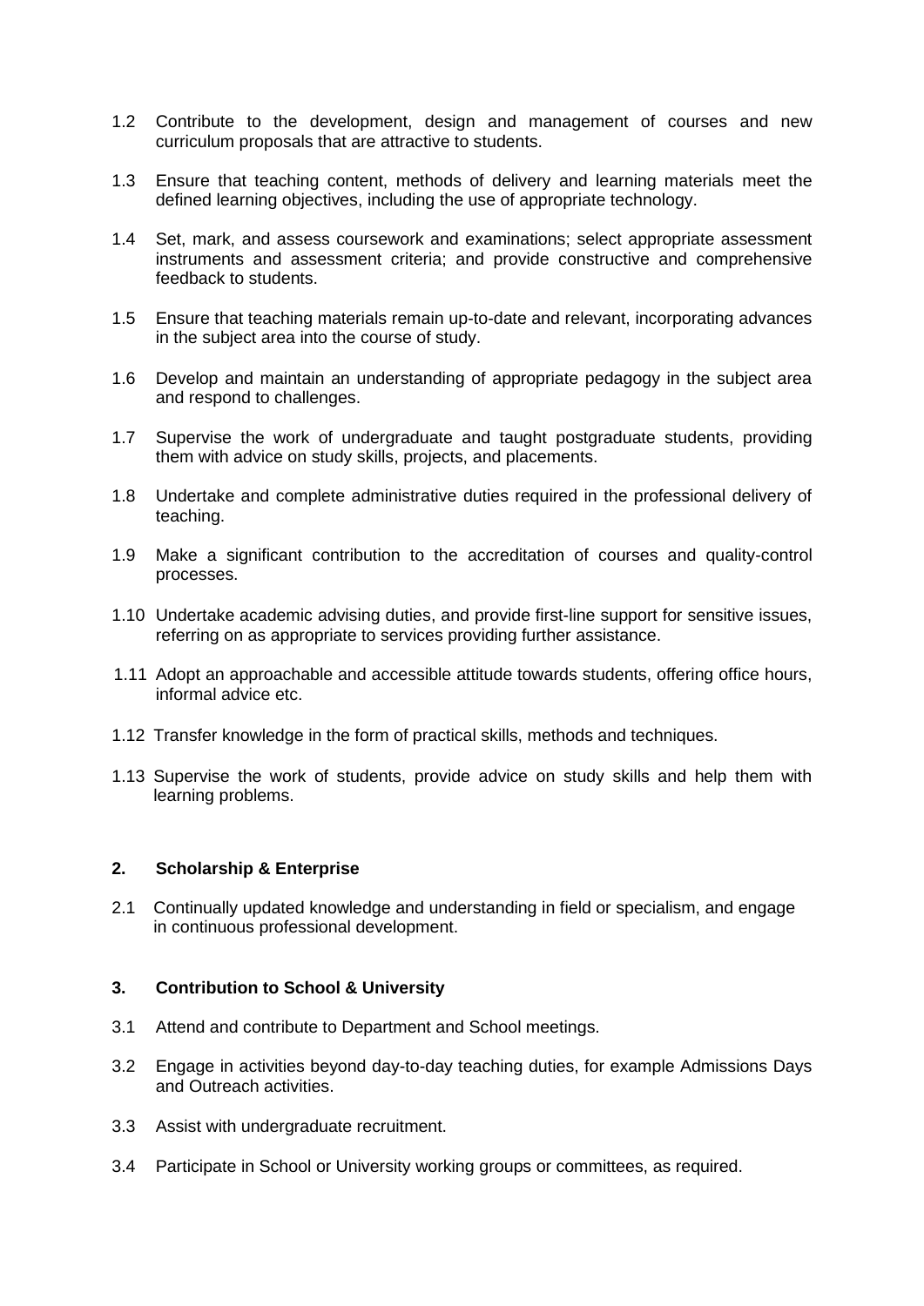1.2 Contribute to the development, design and management of courses and new curriculum proposals that are attractive to students.

1.3 Ensure that teaching content, methods of delivery and learning materials meet the defined learning objectives, including the use of appropriate technology.

1.4 Set, mark, and assess coursework and examinations; select appropriate assessment instruments and assessment criteria; and provide constructive and comprehensive feedback to students.

1.5 Ensure that teaching materials remain up-to-date and relevant, incorporating advances in the subject area into the course of study.

1.6 Develop and maintain an understanding of appropriate pedagogy in the subject area and respond to challenges.

1.7 Supervise the work of undergraduate and taught postgraduate students, providing them with advice on study skills, projects, and placements.

1.8 Undertake and complete administrative duties required in the professional delivery of teaching.

1.9 Make a significant contribution to the accreditation of courses and quality-control processes.

1.10 Undertake academic advising duties, and provide first-line support for sensitive issues, referring on as appropriate to services providing further assistance.

1.11 Adopt an approachable and accessible attitude towards students, offering office hours, informal advice etc.

1.12 Transfer knowledge in the form of practical skills, methods and techniques.

1.13 Supervise the work of students, provide advice on study skills and help them with learning problems.

**2. Scholarship & Enterprise**

2.1 Continually updated knowledge and understanding in field or specialism, and engage in continuous professional development.

**3. Contribution to School & University**

3.1 Attend and contribute to Department and School meetings.

3.2 Engage in activities beyond day-to-day teaching duties, for example Admissions Days and Outreach activities.

3.3 Assist with undergraduate recruitment.

3.4 Participate in School or University working groups or committees, as required.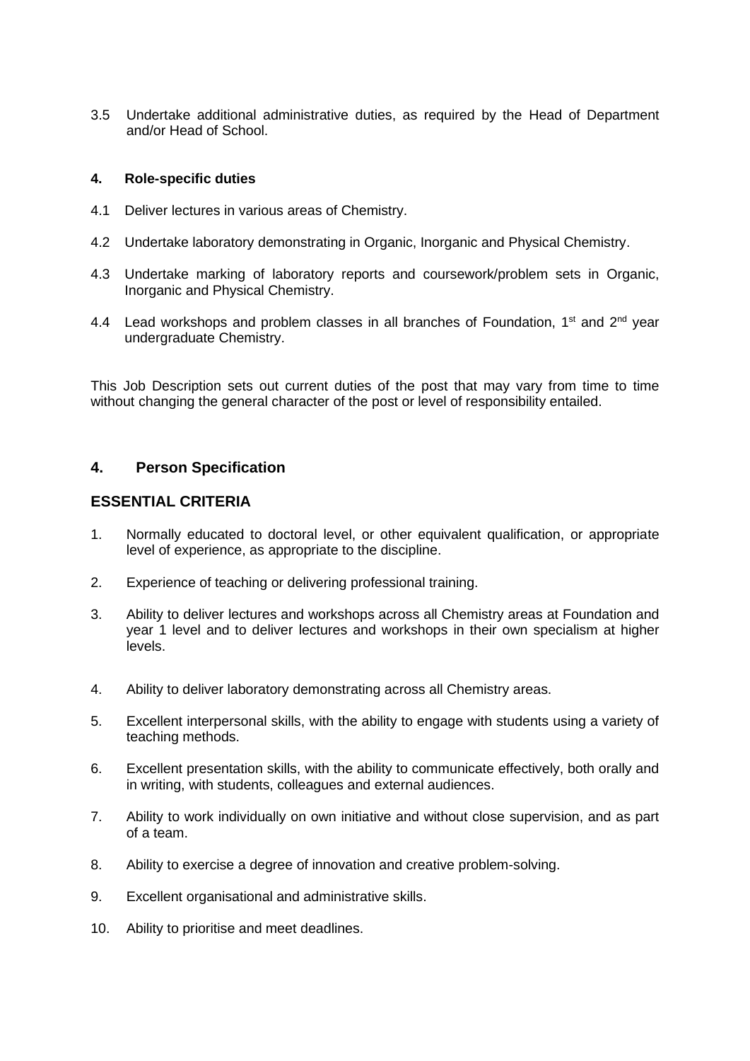3.5 Undertake additional administrative duties, as required by the Head of Department and/or Head of School.

**4. Role-specific duties**

4.1 Deliver lectures in various areas of Chemistry.

4.2 Undertake laboratory demonstrating in Organic, Inorganic and Physical Chemistry.

4.3 Undertake marking of laboratory reports and coursework/problem sets in Organic, Inorganic and Physical Chemistry.

4.4 Lead workshops and problem classes in all branches of Foundation, 1st and 2nd year undergraduate Chemistry.

This Job Description sets out current duties of the post that may vary from time to time without changing the general character of the post or level of responsibility entailed.

## 4. Person Specification

### ESSENTIAL CRITERIA

1. Normally educated to doctoral level, or other equivalent qualification, or appropriate level of experience, as appropriate to the discipline.

2. Experience of teaching or delivering professional training.

3. Ability to deliver lectures and workshops across all Chemistry areas at Foundation and year 1 level and to deliver lectures and workshops in their own specialism at higher levels.

4. Ability to deliver laboratory demonstrating across all Chemistry areas.

5. Excellent interpersonal skills, with the ability to engage with students using a variety of teaching methods.

6. Excellent presentation skills, with the ability to communicate effectively, both orally and in writing, with students, colleagues and external audiences.

7. Ability to work individually on own initiative and without close supervision, and as part of a team.

8. Ability to exercise a degree of innovation and creative problem-solving.

9. Excellent organisational and administrative skills.

10. Ability to prioritise and meet deadlines.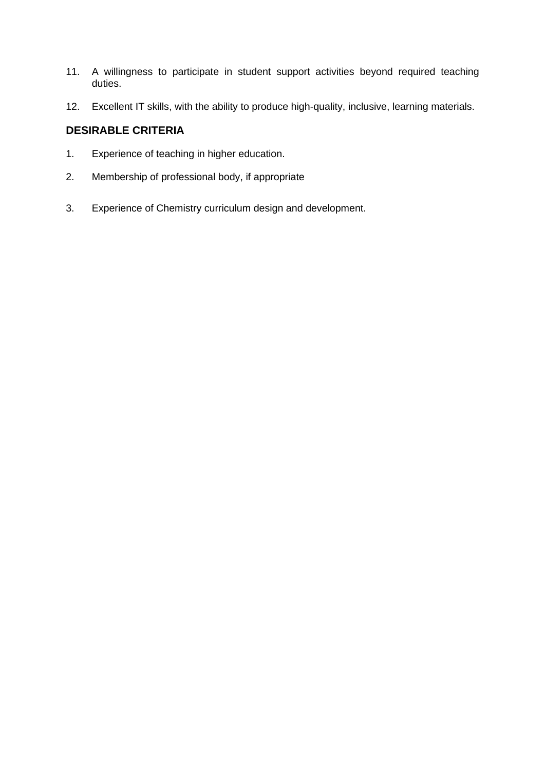11. A willingness to participate in student support activities beyond required teaching duties.

12. Excellent IT skills, with the ability to produce high-quality, inclusive, learning materials.

## DESIRABLE CRITERIA

1. Experience of teaching in higher education.

2. Membership of professional body, if appropriate

3. Experience of Chemistry curriculum design and development.